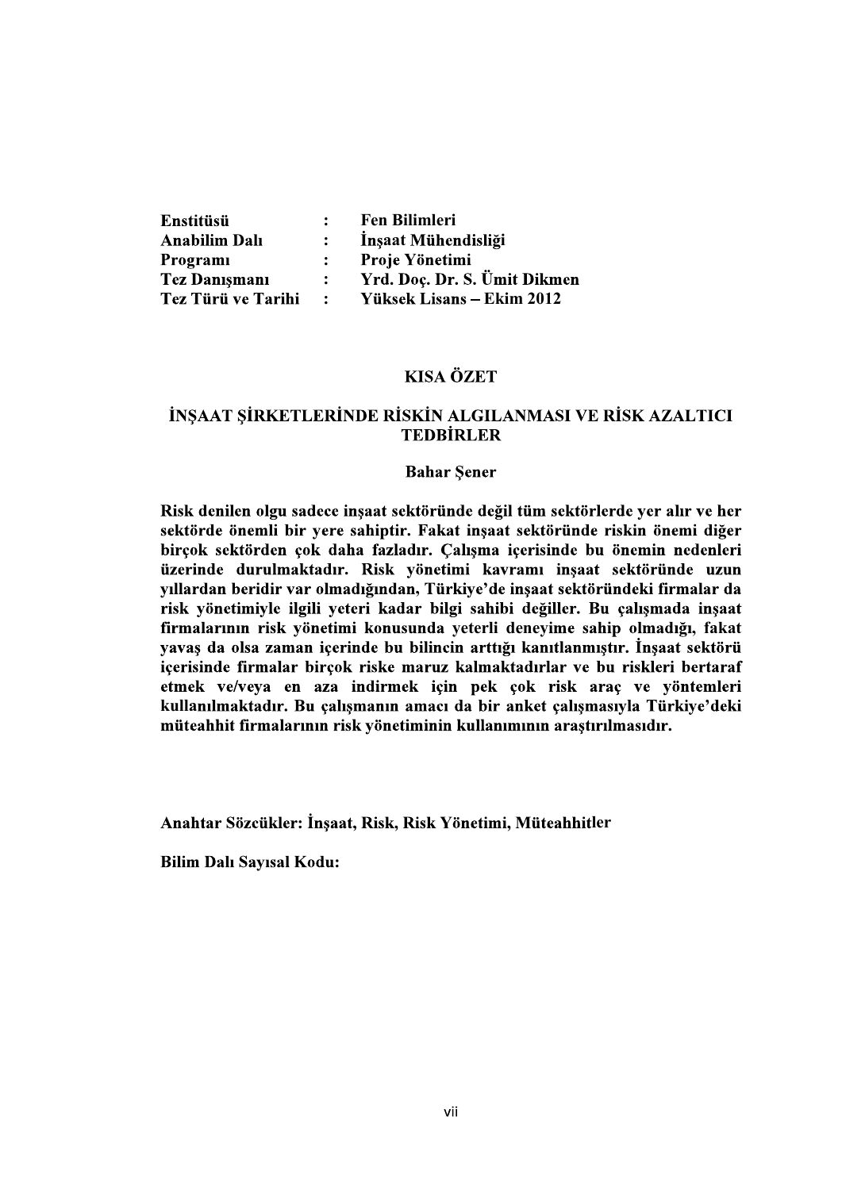| | | |
|---|---|---|
| **Enstitüsü** | **:** | **Fen Bilimleri** |
| **Anabilim Dalı** | **:** | **İnşaat Mühendisliği** |
| **Programı** | **:** | **Proje Yönetimi** |
| **Tez Danışmanı** | **:** | **Yrd. Doç. Dr. S. Ümit Dikmen** |
| **Tez Türü ve Tarihi** | **:** | **Yüksek Lisans – Ekim 2012** |

# KISA ÖZET

## İNŞAAT ŞİRKETLERİNDE RİSKİN ALGILANMASI VE RİSK AZALTICI TEDBİRLER

**Bahar Şener**

**Risk denilen olgu sadece inşaat sektöründe değil tüm sektörlerde yer alır ve her sektörde önemli bir yere sahiptir. Fakat inşaat sektöründe riskin önemi diğer birçok sektörden çok daha fazladır. Çalışma içerisinde bu önemin nedenleri üzerinde durulmaktadır. Risk yönetimi kavramı inşaat sektöründe uzun yıllardan beridir var olmadığından, Türkiye'de inşaat sektöründeki firmalar da risk yönetimiyle ilgili yeteri kadar bilgi sahibi değiller. Bu çalışmada inşaat firmalarının risk yönetimi konusunda yeterli deneyime sahip olmadığı, fakat yavaş da olsa zaman içerinde bu bilincin arttığı kanıtlanmıştır. İnşaat sektörü içerisinde firmalar birçok riske maruz kalmaktadırlar ve bu riskleri bertaraf etmek ve/veya en aza indirmek için pek çok risk araç ve yöntemleri kullanılmaktadır. Bu çalışmanın amacı da bir anket çalışmasıyla Türkiye'deki müteahhit firmalarının risk yönetiminin kullanımının araştırılmasıdır.**

**Anahtar Sözcükler: İnşaat, Risk, Risk Yönetimi, Müteahhitler**

**Bilim Dalı Sayısal Kodu:**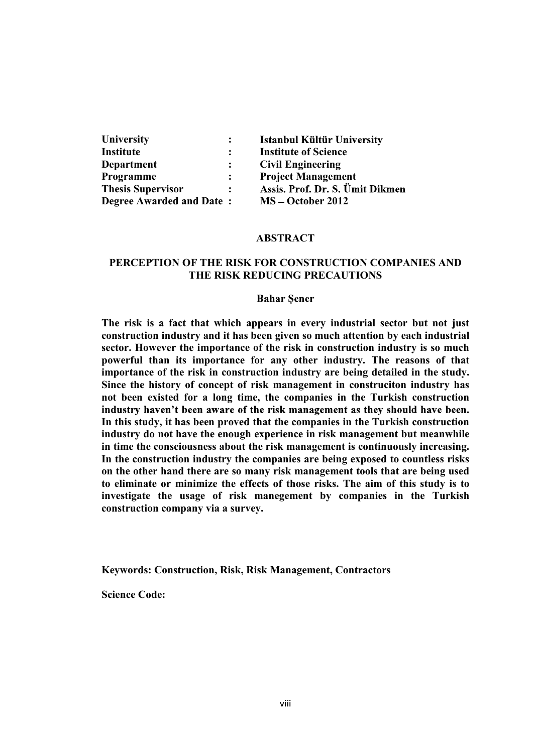| | | |
|---|---|---|
| **University** | **:** | **Istanbul Kültür University** |
| **Institute** | **:** | **Institute of Science** |
| **Department** | **:** | **Civil Engineering** |
| **Programme** | **:** | **Project Management** |
| **Thesis Supervisor** | **:** | **Assis. Prof. Dr. S. Ümit Dikmen** |
| **Degree Awarded and Date** | **:** | **MS – October 2012** |

## ABSTRACT

## PERCEPTION OF THE RISK FOR CONSTRUCTION COMPANIES AND THE RISK REDUCING PRECAUTIONS

**Bahar Şener**

**The risk is a fact that which appears in every industrial sector but not just construction industry and it has been given so much attention by each industrial sector. However the importance of the risk in construction industry is so much powerful than its importance for any other industry. The reasons of that importance of the risk in construction industry are being detailed in the study. Since the history of concept of risk management in construciton industry has not been existed for a long time, the companies in the Turkish construction industry haven't been aware of the risk management as they should have been. In this study, it has been proved that the companies in the Turkish construction industry do not have the enough experience in risk management but meanwhile in time the consciousness about the risk management is continuously increasing. In the construction industry the companies are being exposed to countless risks on the other hand there are so many risk management tools that are being used to eliminate or minimize the effects of those risks. The aim of this study is to investigate the usage of risk manegement by companies in the Turkish construction company via a survey.**

**Keywords: Construction, Risk, Risk Management, Contractors**

**Science Code:**